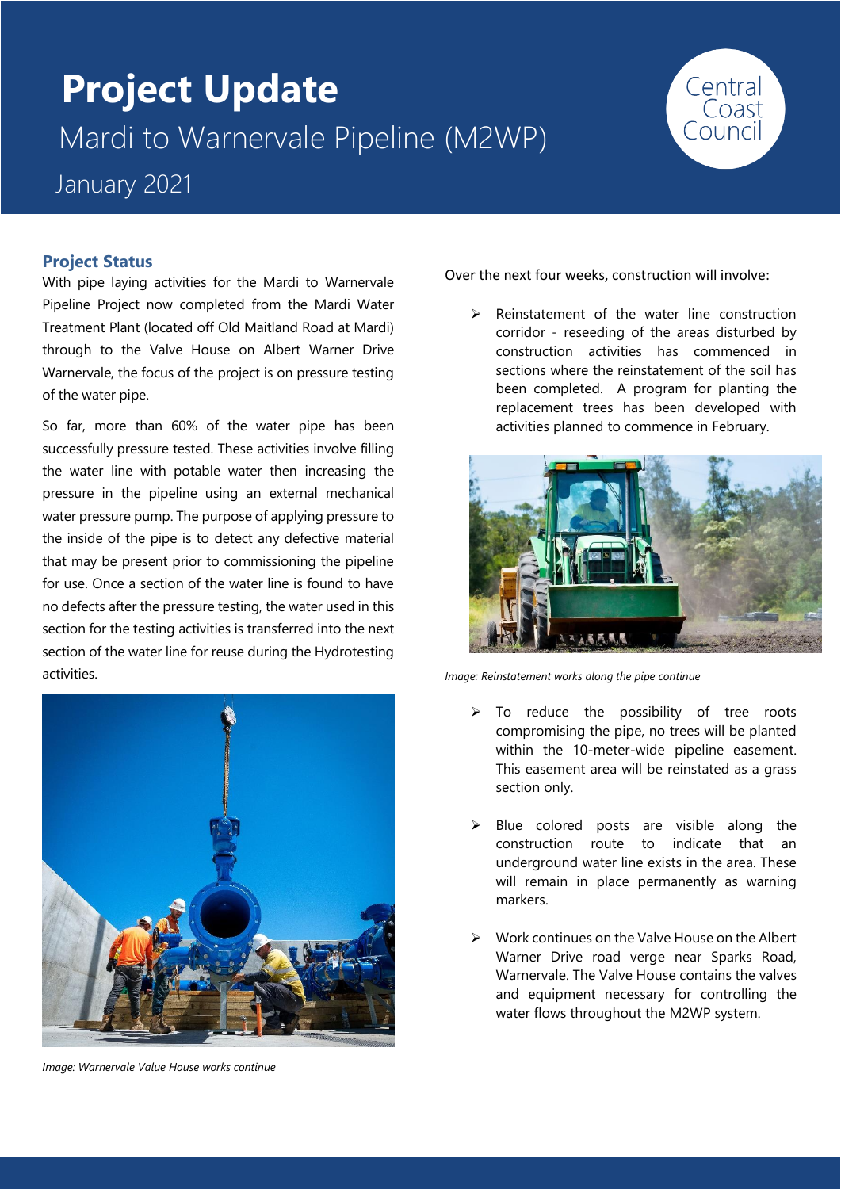# Project Update

## Mardi to Warnervale Pipeline (M2WP)

January 2021

Central Coast Council

### Project Status

With pipe laying activities for the Mardi to Warnervale Pipeline Project now completed from the Mardi Water Treatment Plant (located off Old Maitland Road at Mardi) through to the Valve House on Albert Warner Drive Warnervale, the focus of the project is on pressure testing of the water pipe.

So far, more than 60% of the water pipe has been successfully pressure tested. These activities involve filling the water line with potable water then increasing the pressure in the pipeline using an external mechanical water pressure pump. The purpose of applying pressure to the inside of the pipe is to detect any defective material that may be present prior to commissioning the pipeline for use. Once a section of the water line is found to have no defects after the pressure testing, the water used in this section for the testing activities is transferred into the next section of the water line for reuse during the Hydrotesting activities.

*Image: Warnervale Value House works continue*

Over the next four weeks, construction will involve:

- Reinstatement of the water line construction corridor - reseeding of the areas disturbed by construction activities has commenced in sections where the reinstatement of the soil has been completed. A program for planting the replacement trees has been developed with activities planned to commence in February.

*Image: Reinstatement works along the pipe continue*

- To reduce the possibility of tree roots compromising the pipe, no trees will be planted within the 10-meter-wide pipeline easement. This easement area will be reinstated as a grass section only.

- Blue colored posts are visible along the construction route to indicate that an underground water line exists in the area. These will remain in place permanently as warning markers.

- Work continues on the Valve House on the Albert Warner Drive road verge near Sparks Road, Warnervale. The Valve House contains the valves and equipment necessary for controlling the water flows throughout the M2WP system.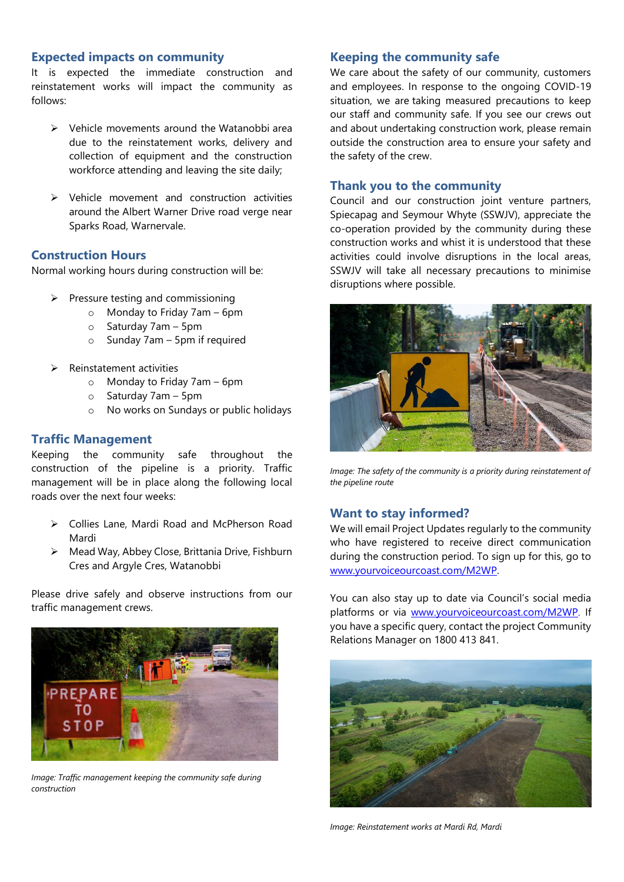## Expected impacts on community

It is expected the immediate construction and reinstatement works will impact the community as follows:

- Vehicle movements around the Watanobbi area due to the reinstatement works, delivery and collection of equipment and the construction workforce attending and leaving the site daily;
- Vehicle movement and construction activities around the Albert Warner Drive road verge near Sparks Road, Warnervale.

## Construction Hours

Normal working hours during construction will be:

- Pressure testing and commissioning
  - Monday to Friday 7am – 6pm
  - Saturday 7am – 5pm
  - Sunday 7am – 5pm if required
- Reinstatement activities
  - Monday to Friday 7am – 6pm
  - Saturday 7am – 5pm
  - No works on Sundays or public holidays

## Traffic Management

Keeping the community safe throughout the construction of the pipeline is a priority. Traffic management will be in place along the following local roads over the next four weeks:

- Collies Lane, Mardi Road and McPherson Road Mardi
- Mead Way, Abbey Close, Brittania Drive, Fishburn Cres and Argyle Cres, Watanobbi

Please drive safely and observe instructions from our traffic management crews.

*Image: Traffic management keeping the community safe during construction*

## Keeping the community safe

We care about the safety of our community, customers and employees. In response to the ongoing COVID-19 situation, we are taking measured precautions to keep our staff and community safe. If you see our crews out and about undertaking construction work, please remain outside the construction area to ensure your safety and the safety of the crew.

## Thank you to the community

Council and our construction joint venture partners, Spiecapag and Seymour Whyte (SSWJV), appreciate the co-operation provided by the community during these construction works and whist it is understood that these activities could involve disruptions in the local areas, SSWJV will take all necessary precautions to minimise disruptions where possible.

*Image: The safety of the community is a priority during reinstatement of the pipeline route*

## Want to stay informed?

We will email Project Updates regularly to the community who have registered to receive direct communication during the construction period. To sign up for this, go to www.yourvoiceourcoast.com/M2WP.

You can also stay up to date via Council's social media platforms or via www.yourvoiceourcoast.com/M2WP. If you have a specific query, contact the project Community Relations Manager on 1800 413 841.

*Image: Reinstatement works at Mardi Rd, Mardi*